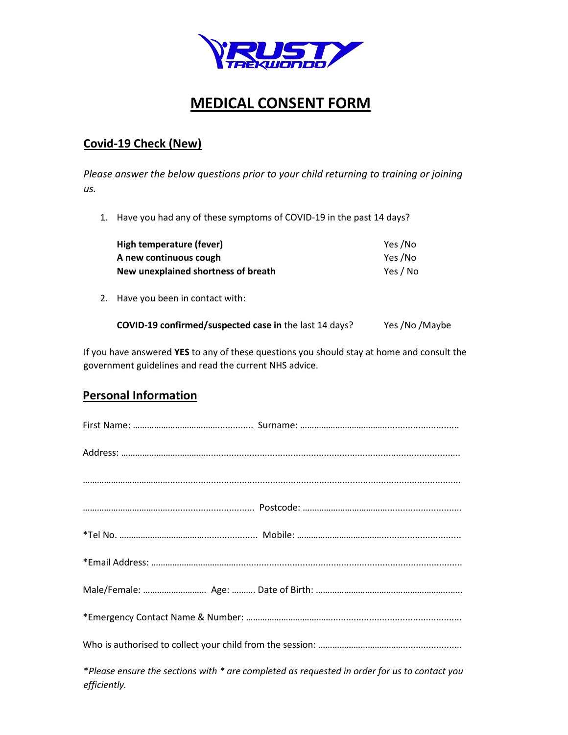# MEDICAL CONSENT FORM

## Covid-19 Check (New)

*Please answer the below questions prior to your child returning to training or joining us.*

1. Have you had any of these symptoms of COVID-19 in the past 14 days?

| | |
|---|---|
| **High temperature (fever)** | Yes /No |
| **A new continuous cough** | Yes /No |
| **New unexplained shortness of breath** | Yes / No |

2. Have you been in contact with:

| | |
|---|---|
| **COVID-19 confirmed/suspected case in** the last 14 days? | Yes /No /Maybe |

If you have answered **YES** to any of these questions you should stay at home and consult the government guidelines and read the current NHS advice.

## Personal Information

First Name: ................................................ Surname: ................................................................

Address: ..........................................................................................................................................

..........................................................................................................................................................

...................................................................... Postcode: ................................................................

*Tel No. ......................................................... Mobile: ..................................................................

*Email Address: .............................................................................................................................

Male/Female: ........................... Age: .......... Date of Birth: .............................................................

*Emergency Contact Name & Number: ..........................................................................................

Who is authorised to collect your child from the session: ..............................................................

*\*Please ensure the sections with \* are completed as requested in order for us to contact you efficiently.*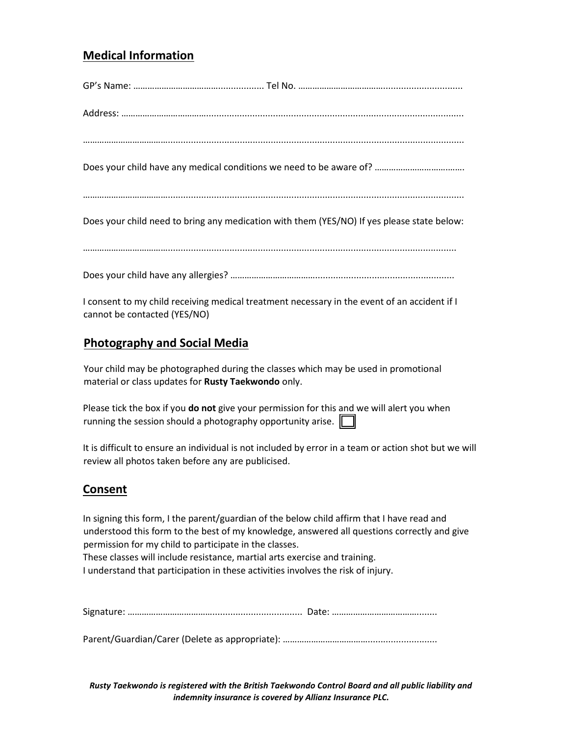## Medical Information

GP's Name: ……………………………….................. Tel No. …………………………………..............................

Address: ……………………………….............................................................................................

……………………………….............................................................................................................

Does your child have any medical conditions we need to be aware of? ……………………………….

……………………………….............................................................................................................

Does your child need to bring any medication with them (YES/NO) If yes please state below:

……………………………….............................................................................................................

Does your child have any allergies? ……………………………….................................................

I consent to my child receiving medical treatment necessary in the event of an accident if I cannot be contacted (YES/NO)

## Photography and Social Media

Your child may be photographed during the classes which may be used in promotional material or class updates for **Rusty Taekwondo** only.

Please tick the box if you **do not** give your permission for this and we will alert you when running the session should a photography opportunity arise. ☐

It is difficult to ensure an individual is not included by error in a team or action shot but we will review all photos taken before any are publicised.

## Consent

In signing this form, I the parent/guardian of the below child affirm that I have read and understood this form to the best of my knowledge, answered all questions correctly and give permission for my child to participate in the classes.
These classes will include resistance, martial arts exercise and training.
I understand that participation in these activities involves the risk of injury.

Signature: ………………………………................................ Date: ……………………………........

Parent/Guardian/Carer (Delete as appropriate): ……………………………….........................

***Rusty Taekwondo is registered with the British Taekwondo Control Board and all public liability and indemnity insurance is covered by Allianz Insurance PLC.***